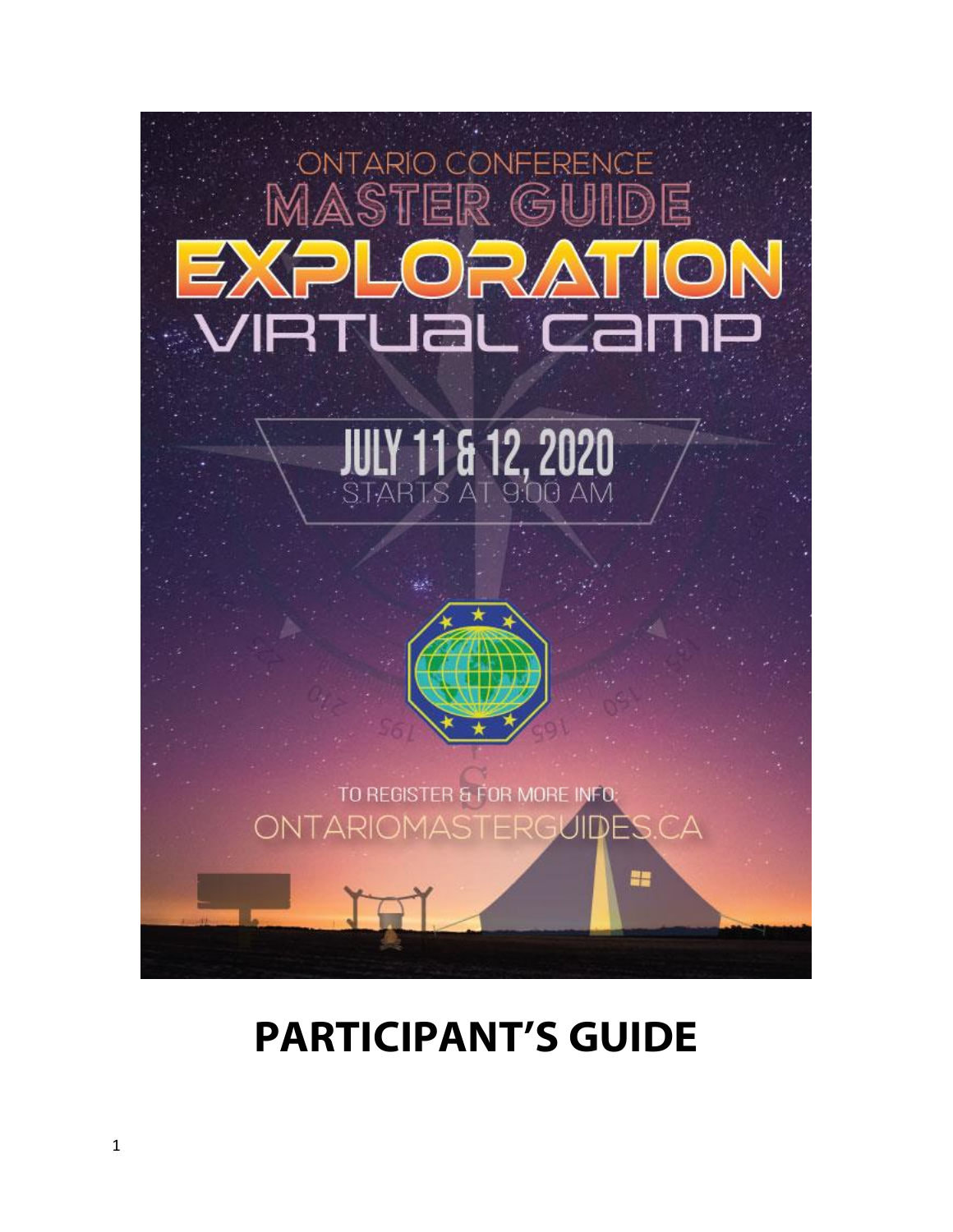ONTARIO CONFERENCE

# MASTER GUIDE EXPLORATION VIRTUAL CAMP

JULY 11 & 12, 2020

STARTS AT 9:00 AM

TO REGISTER & FOR MORE INFO:

ONTARIOMASTERGUIDES.CA

# PARTICIPANT'S GUIDE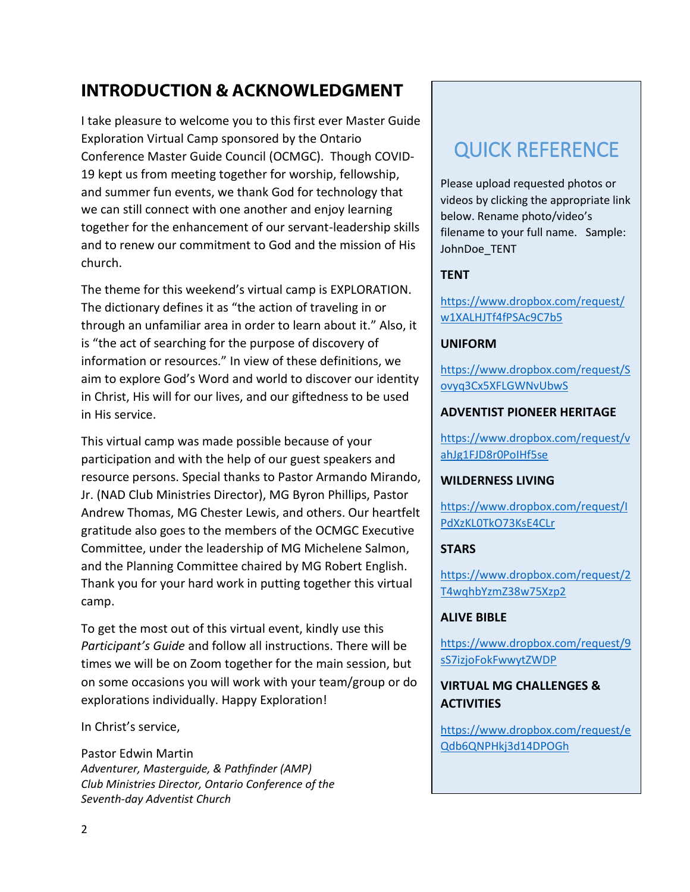## INTRODUCTION & ACKNOWLEDGMENT

I take pleasure to welcome you to this first ever Master Guide Exploration Virtual Camp sponsored by the Ontario Conference Master Guide Council (OCMGC). Though COVID-19 kept us from meeting together for worship, fellowship, and summer fun events, we thank God for technology that we can still connect with one another and enjoy learning together for the enhancement of our servant-leadership skills and to renew our commitment to God and the mission of His church.

The theme for this weekend's virtual camp is EXPLORATION. The dictionary defines it as "the action of traveling in or through an unfamiliar area in order to learn about it." Also, it is "the act of searching for the purpose of discovery of information or resources." In view of these definitions, we aim to explore God's Word and world to discover our identity in Christ, His will for our lives, and our giftedness to be used in His service.

This virtual camp was made possible because of your participation and with the help of our guest speakers and resource persons. Special thanks to Pastor Armando Mirando, Jr. (NAD Club Ministries Director), MG Byron Phillips, Pastor Andrew Thomas, MG Chester Lewis, and others. Our heartfelt gratitude also goes to the members of the OCMGC Executive Committee, under the leadership of MG Michelene Salmon, and the Planning Committee chaired by MG Robert English. Thank you for your hard work in putting together this virtual camp.

To get the most out of this virtual event, kindly use this *Participant's Guide* and follow all instructions. There will be times we will be on Zoom together for the main session, but on some occasions you will work with your team/group or do explorations individually. Happy Exploration!

In Christ's service,

Pastor Edwin Martin
*Adventurer, Masterguide, & Pathfinder (AMP)*
*Club Ministries Director, Ontario Conference of the Seventh-day Adventist Church*

## QUICK REFERENCE

Please upload requested photos or videos by clicking the appropriate link below. Rename photo/video's filename to your full name. Sample: JohnDoe_TENT

**TENT**

https://www.dropbox.com/request/w1XALHJTf4fPSAc9C7b5

**UNIFORM**

https://www.dropbox.com/request/Sovyq3Cx5XFLGWNvUbwS

**ADVENTIST PIONEER HERITAGE**

https://www.dropbox.com/request/vahJg1FJD8r0PoIHf5se

**WILDERNESS LIVING**

https://www.dropbox.com/request/IPdXzKL0TkO73KsE4CLr

**STARS**

https://www.dropbox.com/request/2T4wqhbYzmZ38w75Xzp2

**ALIVE BIBLE**

https://www.dropbox.com/request/9sS7izjoFokFwwytZWDP

**VIRTUAL MG CHALLENGES & ACTIVITIES**

https://www.dropbox.com/request/eQdb6QNPHkj3d14DPOGh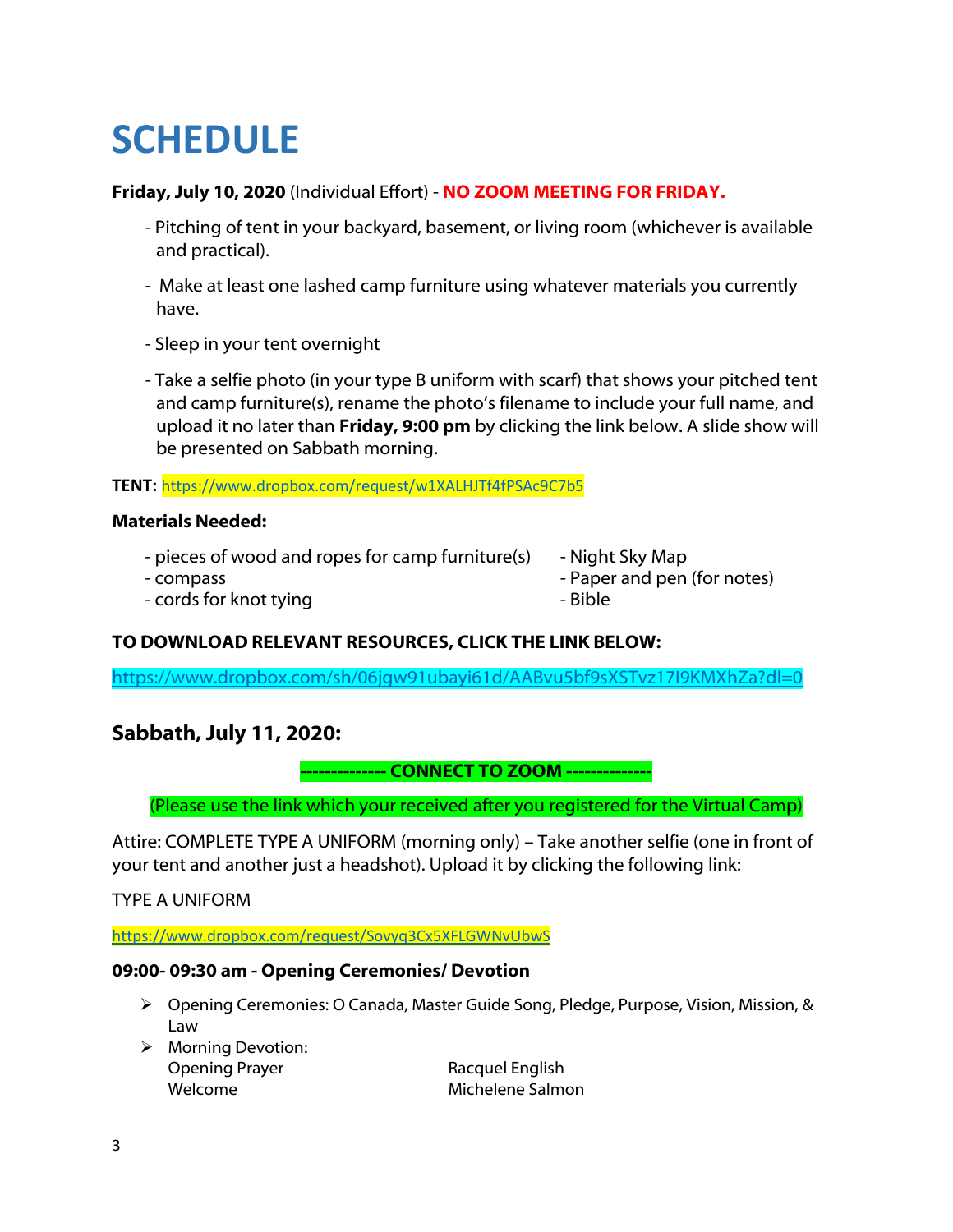# SCHEDULE

**Friday, July 10, 2020** (Individual Effort) - **NO ZOOM MEETING FOR FRIDAY.**

- Pitching of tent in your backyard, basement, or living room (whichever is available and practical).
- Make at least one lashed camp furniture using whatever materials you currently have.
- Sleep in your tent overnight
- Take a selfie photo (in your type B uniform with scarf) that shows your pitched tent and camp furniture(s), rename the photo's filename to include your full name, and upload it no later than **Friday, 9:00 pm** by clicking the link below. A slide show will be presented on Sabbath morning.

**TENT:** https://www.dropbox.com/request/w1XALHJTf4fPSAc9C7b5

**Materials Needed:**

- pieces of wood and ropes for camp furniture(s)
- compass
- cords for knot tying
- Night Sky Map
- Paper and pen (for notes)
- Bible

**TO DOWNLOAD RELEVANT RESOURCES, CLICK THE LINK BELOW:**

https://www.dropbox.com/sh/06jgw91ubayi61d/AABvu5bf9sXSTvz17I9KMXhZa?dl=0

## Sabbath, July 11, 2020:

**-------------- CONNECT TO ZOOM --------------**

(Please use the link which your received after you registered for the Virtual Camp)

Attire: COMPLETE TYPE A UNIFORM (morning only) – Take another selfie (one in front of your tent and another just a headshot). Upload it by clicking the following link:

TYPE A UNIFORM

https://www.dropbox.com/request/Sovyq3Cx5XFLGWNvUbwS

**09:00- 09:30 am - Opening Ceremonies/ Devotion**

- Opening Ceremonies: O Canada, Master Guide Song, Pledge, Purpose, Vision, Mission, & Law
- Morning Devotion:

| | |
|---|---|
| Opening Prayer | Racquel English |
| Welcome | Michelene Salmon |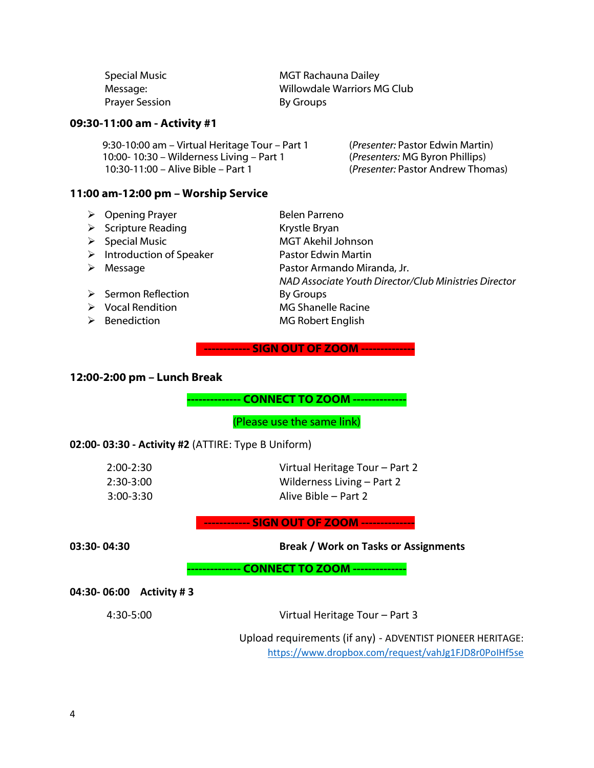| | |
|---|---|
| Special Music | MGT Rachauna Dailey |
| Message: | Willowdale Warriors MG Club |
| Prayer Session | By Groups |

**09:30-11:00 am - Activity #1**

| | |
|---|---|
| 9:30-10:00 am – Virtual Heritage Tour – Part 1 | (*Presenter:* Pastor Edwin Martin) |
| 10:00- 10:30 – Wilderness Living – Part 1 | (*Presenters:* MG Byron Phillips) |
| 10:30-11:00 – Alive Bible – Part 1 | (*Presenter:* Pastor Andrew Thomas) |

**11:00 am-12:00 pm – Worship Service**

- Opening Prayer — Belen Parreno
- Scripture Reading — Krystle Bryan
- Special Music — MGT Akehil Johnson
- Introduction of Speaker — Pastor Edwin Martin
- Message — Pastor Armando Miranda, Jr.
  *NAD Associate Youth Director/Club Ministries Director*
- Sermon Reflection — By Groups
- Vocal Rendition — MG Shanelle Racine
- Benediction — MG Robert English

**----------- SIGN OUT OF ZOOM -------------**

**12:00-2:00 pm – Lunch Break**

**------------- CONNECT TO ZOOM -------------**

(Please use the same link)

**02:00- 03:30 - Activity #2** (ATTIRE: Type B Uniform)

| | |
|---|---|
| 2:00-2:30 | Virtual Heritage Tour – Part 2 |
| 2:30-3:00 | Wilderness Living – Part 2 |
| 3:00-3:30 | Alive Bible – Part 2 |

**----------- SIGN OUT OF ZOOM -------------**

**03:30- 04:30** **Break / Work on Tasks or Assignments**

**------------- CONNECT TO ZOOM -------------**

**04:30- 06:00 Activity # 3**

| | |
|---|---|
| 4:30-5:00 | Virtual Heritage Tour – Part 3 |

Upload requirements (if any) - ADVENTIST PIONEER HERITAGE:
https://www.dropbox.com/request/vahJg1FJD8r0PoIHf5se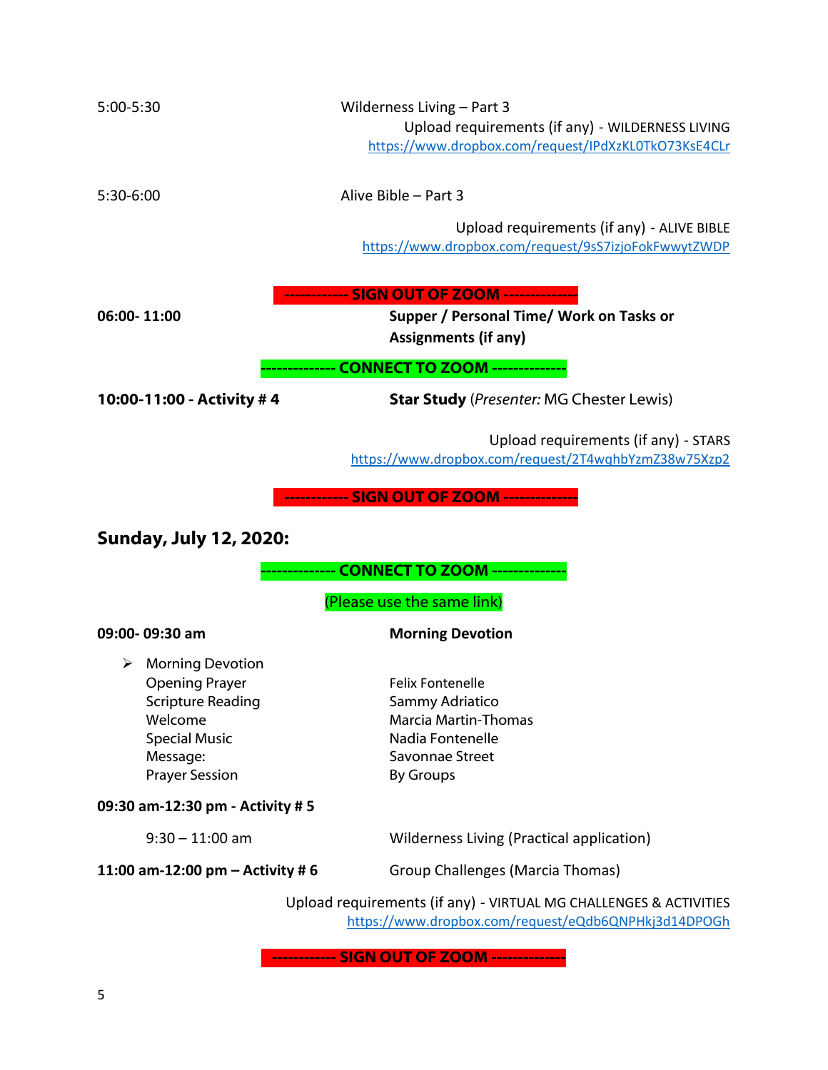5:00-5:30 Wilderness Living – Part 3

Upload requirements (if any) - WILDERNESS LIVING
https://www.dropbox.com/request/IPdXzKL0TkO73KsE4CLr

5:30-6:00 Alive Bible – Part 3

Upload requirements (if any) - ALIVE BIBLE
https://www.dropbox.com/request/9sS7izjoFokFwwytZWDP

------------ SIGN OUT OF ZOOM --------------

**06:00- 11:00** **Supper / Personal Time/ Work on Tasks or Assignments (if any)**

-------------- CONNECT TO ZOOM --------------

**10:00-11:00 - Activity # 4** **Star Study** (*Presenter:* MG Chester Lewis)

Upload requirements (if any) - STARS
https://www.dropbox.com/request/2T4wqhbYzmZ38w75Xzp2

------------ SIGN OUT OF ZOOM --------------

## Sunday, July 12, 2020:

-------------- CONNECT TO ZOOM --------------

(Please use the same link)

**09:00- 09:30 am** **Morning Devotion**

- Morning Devotion

| | |
|---|---|
| Opening Prayer | Felix Fontenelle |
| Scripture Reading | Sammy Adriatico |
| Welcome | Marcia Martin-Thomas |
| Special Music | Nadia Fontenelle |
| Message: | Savonnae Street |
| Prayer Session | By Groups |

**09:30 am-12:30 pm - Activity # 5**

9:30 – 11:00 am Wilderness Living (Practical application)

**11:00 am-12:00 pm – Activity # 6** Group Challenges (Marcia Thomas)

Upload requirements (if any) - VIRTUAL MG CHALLENGES & ACTIVITIES
https://www.dropbox.com/request/eQdb6QNPHkj3d14DPOGh

------------ SIGN OUT OF ZOOM --------------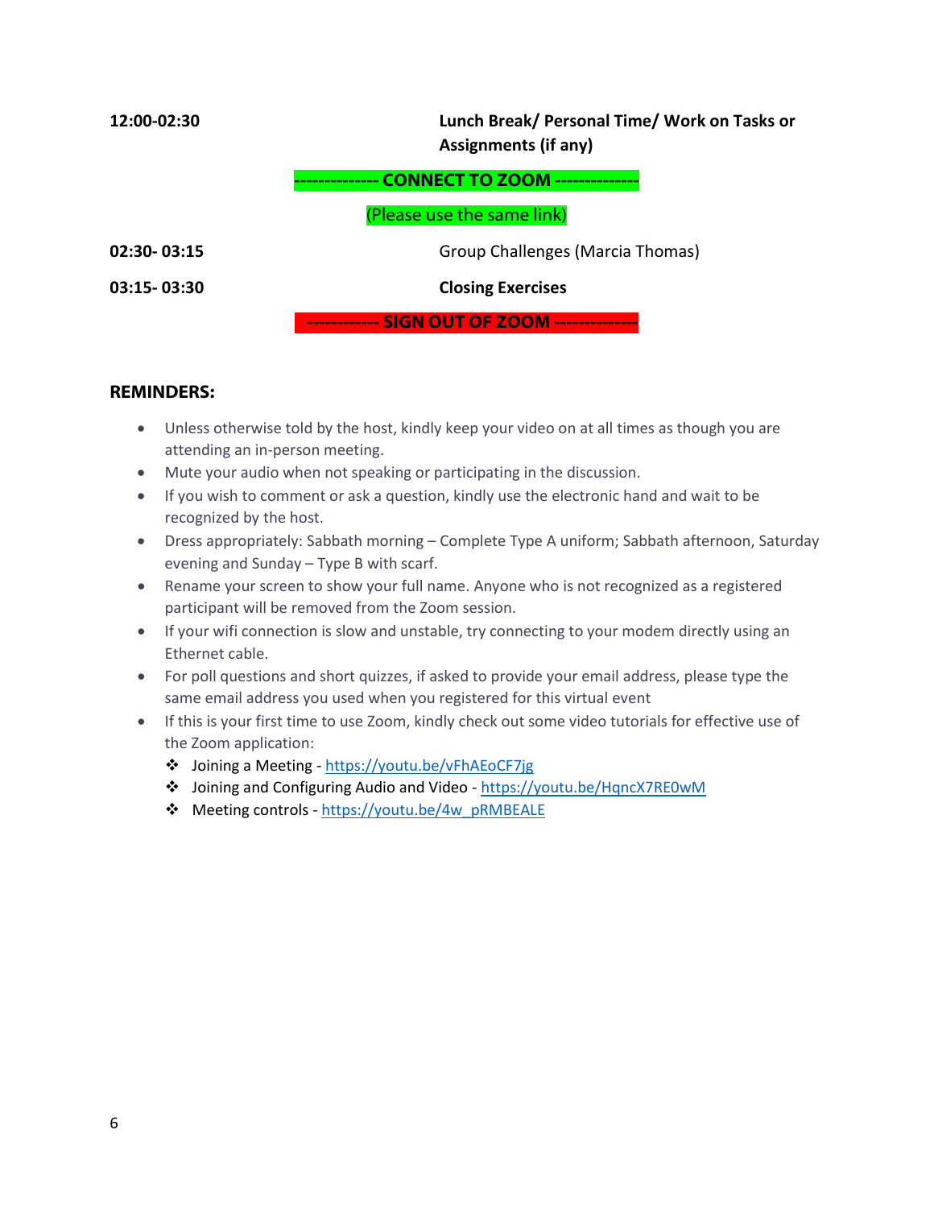| | |
|---|---|
| **12:00-02:30** | **Lunch Break/ Personal Time/ Work on Tasks or Assignments (if any)** |

**-------------- CONNECT TO ZOOM --------------**

(Please use the same link)

| | |
|---|---|
| **02:30- 03:15** | Group Challenges (Marcia Thomas) |
| **03:15- 03:30** | **Closing Exercises** |

**------------ SIGN OUT OF ZOOM --------------**

**REMINDERS:**

- Unless otherwise told by the host, kindly keep your video on at all times as though you are attending an in-person meeting.
- Mute your audio when not speaking or participating in the discussion.
- If you wish to comment or ask a question, kindly use the electronic hand and wait to be recognized by the host.
- Dress appropriately: Sabbath morning – Complete Type A uniform; Sabbath afternoon, Saturday evening and Sunday – Type B with scarf.
- Rename your screen to show your full name. Anyone who is not recognized as a registered participant will be removed from the Zoom session.
- If your wifi connection is slow and unstable, try connecting to your modem directly using an Ethernet cable.
- For poll questions and short quizzes, if asked to provide your email address, please type the same email address you used when you registered for this virtual event
- If this is your first time to use Zoom, kindly check out some video tutorials for effective use of the Zoom application:
  - Joining a Meeting - https://youtu.be/vFhAEoCF7jg
  - Joining and Configuring Audio and Video - https://youtu.be/HqncX7RE0wM
  - Meeting controls - https://youtu.be/4w_pRMBEALE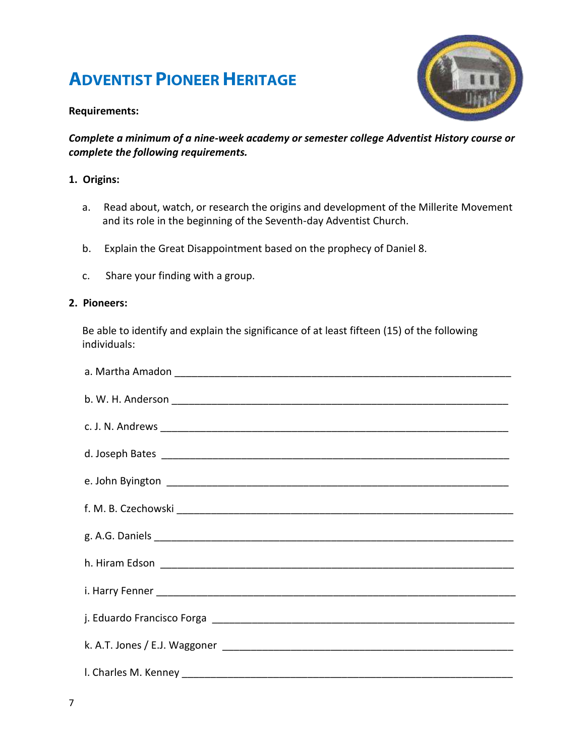# ADVENTIST PIONEER HERITAGE

**Requirements:**

***Complete a minimum of a nine-week academy or semester college Adventist History course or complete the following requirements.***

1. **Origins:**

   a. Read about, watch, or research the origins and development of the Millerite Movement and its role in the beginning of the Seventh-day Adventist Church.

   b. Explain the Great Disappointment based on the prophecy of Daniel 8.

   c. Share your finding with a group.

2. **Pioneers:**

   Be able to identify and explain the significance of at least fifteen (15) of the following individuals:

   a. Martha Amadon ____________________________________________

   b. W. H. Anderson ____________________________________________

   c. J. N. Andrews ____________________________________________

   d. Joseph Bates ____________________________________________

   e. John Byington ____________________________________________

   f. M. B. Czechowski ____________________________________________

   g. A.G. Daniels ____________________________________________

   h. Hiram Edson ____________________________________________

   i. Harry Fenner ____________________________________________

   j. Eduardo Francisco Forga ____________________________________________

   k. A.T. Jones / E.J. Waggoner ____________________________________________

   l. Charles M. Kenney ____________________________________________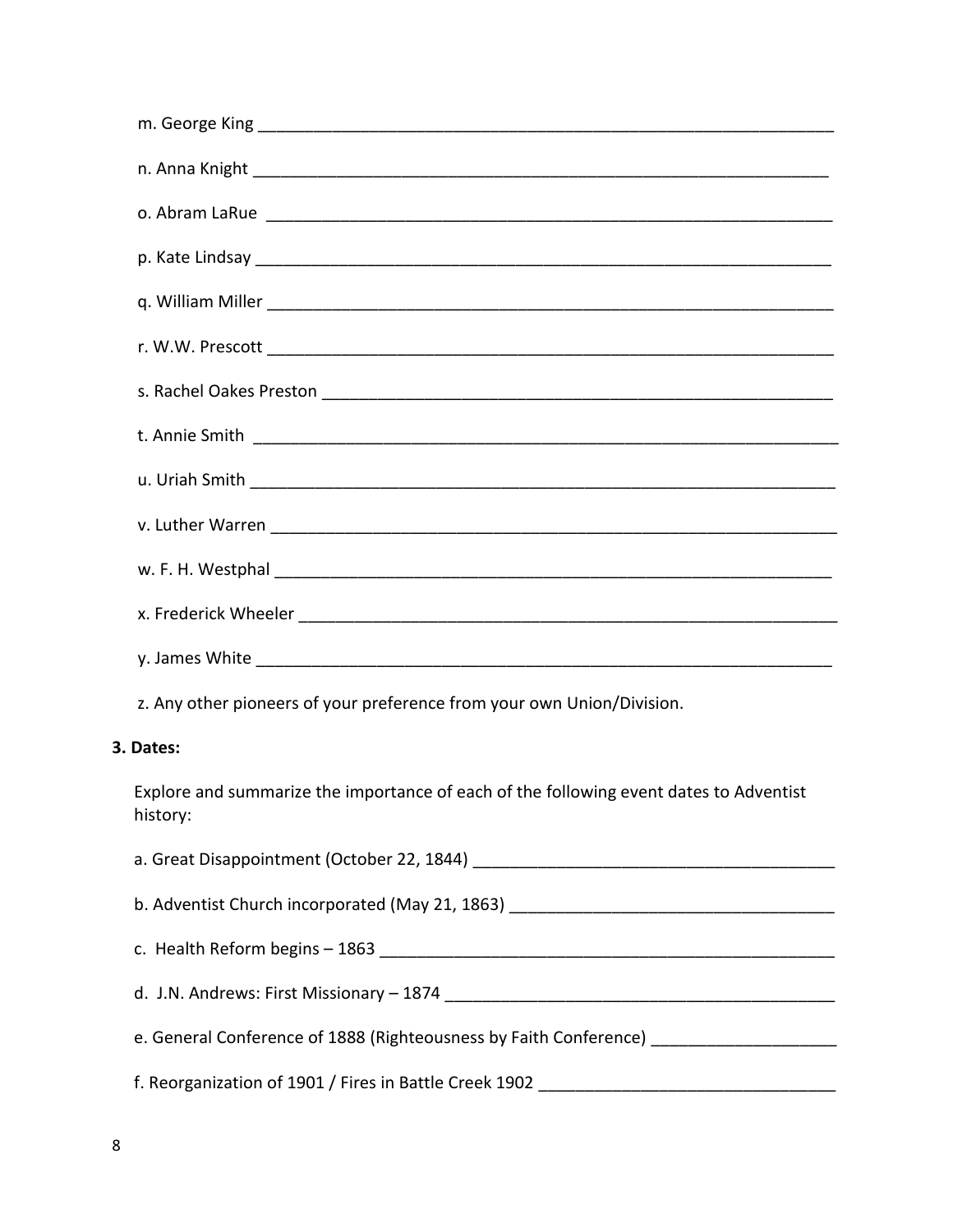m. George King \_\_\_\_\_\_\_\_\_\_\_\_\_\_\_\_\_\_\_\_\_\_\_\_\_\_\_\_\_\_\_\_\_\_\_\_\_\_\_\_\_\_\_\_\_\_\_\_\_\_\_\_\_\_\_\_\_\_\_\_\_\_\_\_

n. Anna Knight \_\_\_\_\_\_\_\_\_\_\_\_\_\_\_\_\_\_\_\_\_\_\_\_\_\_\_\_\_\_\_\_\_\_\_\_\_\_\_\_\_\_\_\_\_\_\_\_\_\_\_\_\_\_\_\_\_\_\_\_\_\_\_

o. Abram LaRue \_\_\_\_\_\_\_\_\_\_\_\_\_\_\_\_\_\_\_\_\_\_\_\_\_\_\_\_\_\_\_\_\_\_\_\_\_\_\_\_\_\_\_\_\_\_\_\_\_\_\_\_\_\_\_\_\_\_\_\_\_\_

p. Kate Lindsay \_\_\_\_\_\_\_\_\_\_\_\_\_\_\_\_\_\_\_\_\_\_\_\_\_\_\_\_\_\_\_\_\_\_\_\_\_\_\_\_\_\_\_\_\_\_\_\_\_\_\_\_\_\_\_\_\_\_\_\_\_\_

q. William Miller \_\_\_\_\_\_\_\_\_\_\_\_\_\_\_\_\_\_\_\_\_\_\_\_\_\_\_\_\_\_\_\_\_\_\_\_\_\_\_\_\_\_\_\_\_\_\_\_\_\_\_\_\_\_\_\_\_\_\_\_\_

r. W.W. Prescott \_\_\_\_\_\_\_\_\_\_\_\_\_\_\_\_\_\_\_\_\_\_\_\_\_\_\_\_\_\_\_\_\_\_\_\_\_\_\_\_\_\_\_\_\_\_\_\_\_\_\_\_\_\_\_\_\_\_\_\_\_

s. Rachel Oakes Preston \_\_\_\_\_\_\_\_\_\_\_\_\_\_\_\_\_\_\_\_\_\_\_\_\_\_\_\_\_\_\_\_\_\_\_\_\_\_\_\_\_\_\_\_\_\_\_\_\_\_\_\_\_\_\_

t. Annie Smith \_\_\_\_\_\_\_\_\_\_\_\_\_\_\_\_\_\_\_\_\_\_\_\_\_\_\_\_\_\_\_\_\_\_\_\_\_\_\_\_\_\_\_\_\_\_\_\_\_\_\_\_\_\_\_\_\_\_\_\_\_\_\_\_

u. Uriah Smith \_\_\_\_\_\_\_\_\_\_\_\_\_\_\_\_\_\_\_\_\_\_\_\_\_\_\_\_\_\_\_\_\_\_\_\_\_\_\_\_\_\_\_\_\_\_\_\_\_\_\_\_\_\_\_\_\_\_\_\_\_\_\_

v. Luther Warren \_\_\_\_\_\_\_\_\_\_\_\_\_\_\_\_\_\_\_\_\_\_\_\_\_\_\_\_\_\_\_\_\_\_\_\_\_\_\_\_\_\_\_\_\_\_\_\_\_\_\_\_\_\_\_\_\_\_\_\_\_\_

w. F. H. Westphal \_\_\_\_\_\_\_\_\_\_\_\_\_\_\_\_\_\_\_\_\_\_\_\_\_\_\_\_\_\_\_\_\_\_\_\_\_\_\_\_\_\_\_\_\_\_\_\_\_\_\_\_\_\_\_\_\_\_\_\_

x. Frederick Wheeler \_\_\_\_\_\_\_\_\_\_\_\_\_\_\_\_\_\_\_\_\_\_\_\_\_\_\_\_\_\_\_\_\_\_\_\_\_\_\_\_\_\_\_\_\_\_\_\_\_\_\_\_\_\_\_\_\_\_

y. James White \_\_\_\_\_\_\_\_\_\_\_\_\_\_\_\_\_\_\_\_\_\_\_\_\_\_\_\_\_\_\_\_\_\_\_\_\_\_\_\_\_\_\_\_\_\_\_\_\_\_\_\_\_\_\_\_\_\_\_\_\_\_\_

z. Any other pioneers of your preference from your own Union/Division.

**3. Dates:**

Explore and summarize the importance of each of the following event dates to Adventist history:

a. Great Disappointment (October 22, 1844) \_\_\_\_\_\_\_\_\_\_\_\_\_\_\_\_\_\_\_\_\_\_\_\_\_\_\_\_\_\_\_\_\_\_\_\_\_\_\_\_

b. Adventist Church incorporated (May 21, 1863) \_\_\_\_\_\_\_\_\_\_\_\_\_\_\_\_\_\_\_\_\_\_\_\_\_\_\_\_\_\_\_\_\_\_\_

c. Health Reform begins – 1863 \_\_\_\_\_\_\_\_\_\_\_\_\_\_\_\_\_\_\_\_\_\_\_\_\_\_\_\_\_\_\_\_\_\_\_\_\_\_\_\_\_\_\_\_\_\_\_\_\_\_

d. J.N. Andrews: First Missionary – 1874 \_\_\_\_\_\_\_\_\_\_\_\_\_\_\_\_\_\_\_\_\_\_\_\_\_\_\_\_\_\_\_\_\_\_\_\_\_\_\_\_\_\_

e. General Conference of 1888 (Righteousness by Faith Conference) \_\_\_\_\_\_\_\_\_\_\_\_\_\_\_\_\_\_\_\_

f. Reorganization of 1901 / Fires in Battle Creek 1902 \_\_\_\_\_\_\_\_\_\_\_\_\_\_\_\_\_\_\_\_\_\_\_\_\_\_\_\_\_\_\_\_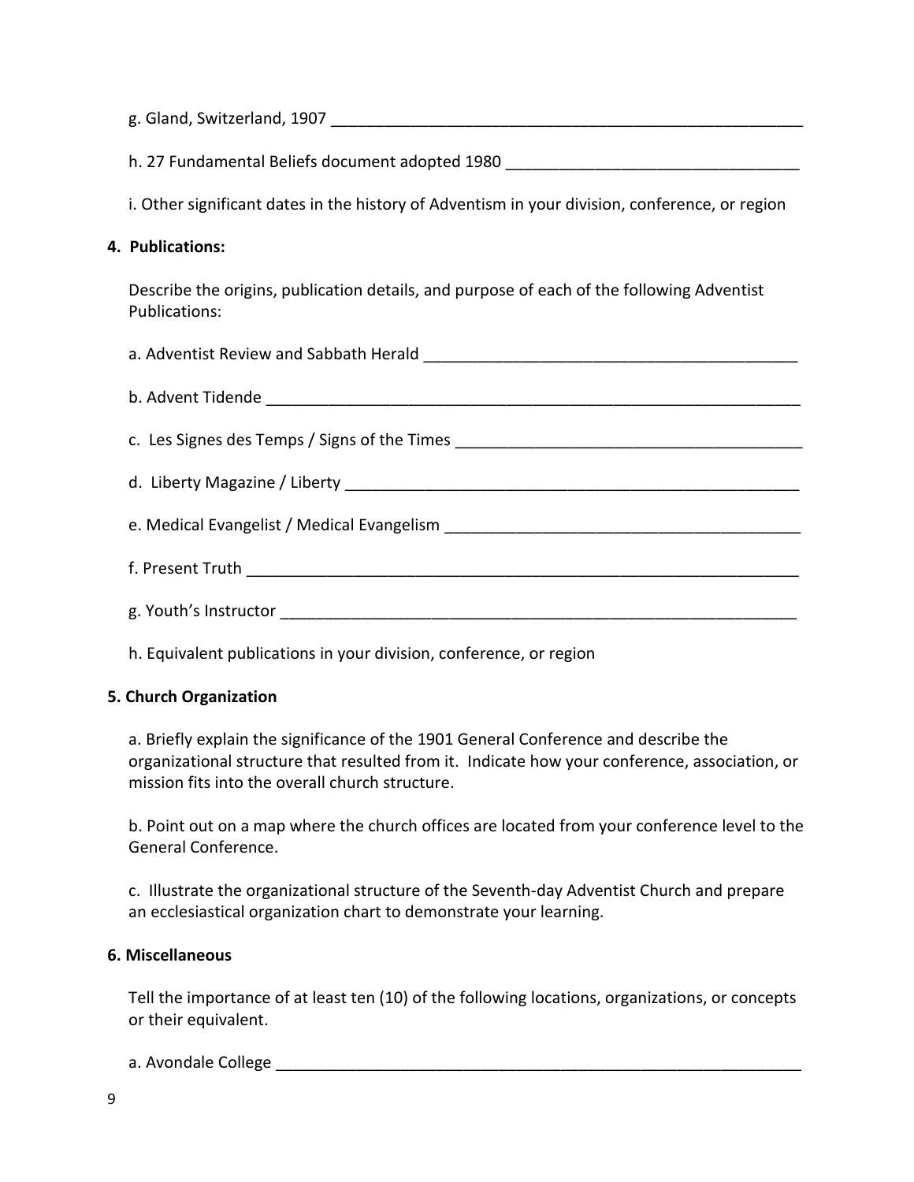g. Gland, Switzerland, 1907 ________________________________________________________

h. 27 Fundamental Beliefs document adopted 1980 _________________________________

i. Other significant dates in the history of Adventism in your division, conference, or region

**4. Publications:**

Describe the origins, publication details, and purpose of each of the following Adventist Publications:

a. Adventist Review and Sabbath Herald ___________________________________________

b. Advent Tidende ______________________________________________________________

c. Les Signes des Temps / Signs of the Times _______________________________________

d. Liberty Magazine / Liberty ____________________________________________________

e. Medical Evangelist / Medical Evangelism ________________________________________

f. Present Truth _________________________________________________________________

g. Youth's Instructor ____________________________________________________________

h. Equivalent publications in your division, conference, or region

**5. Church Organization**

a. Briefly explain the significance of the 1901 General Conference and describe the organizational structure that resulted from it. Indicate how your conference, association, or mission fits into the overall church structure.

b. Point out on a map where the church offices are located from your conference level to the General Conference.

c. Illustrate the organizational structure of the Seventh-day Adventist Church and prepare an ecclesiastical organization chart to demonstrate your learning.

**6. Miscellaneous**

Tell the importance of at least ten (10) of the following locations, organizations, or concepts or their equivalent.

a. Avondale College ______________________________________________________________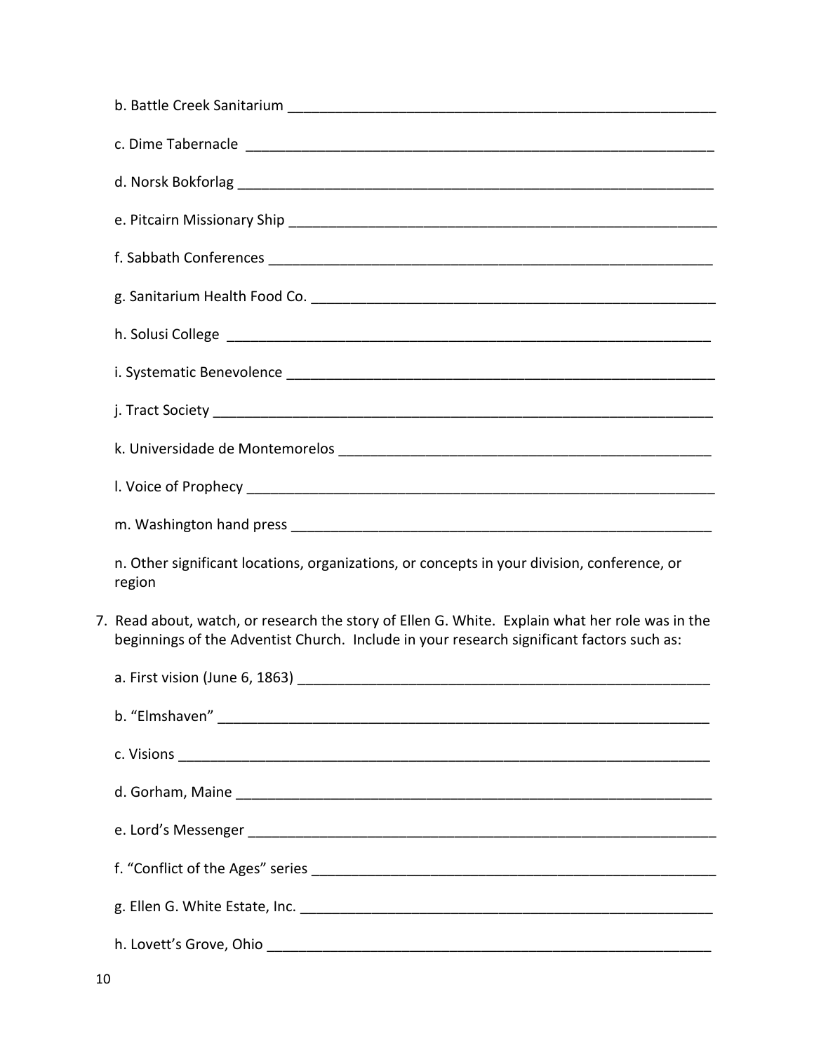b. Battle Creek Sanitarium ________________________________________________________

c. Dime Tabernacle ________________________________________________________

d. Norsk Bokforlag ________________________________________________________

e. Pitcairn Missionary Ship ________________________________________________________

f. Sabbath Conferences ________________________________________________________

g. Sanitarium Health Food Co. ________________________________________________________

h. Solusi College ________________________________________________________

i. Systematic Benevolence ________________________________________________________

j. Tract Society ________________________________________________________

k. Universidade de Montemorelos ________________________________________________________

l. Voice of Prophecy ________________________________________________________

m. Washington hand press ________________________________________________________

n. Other significant locations, organizations, or concepts in your division, conference, or region

7. Read about, watch, or research the story of Ellen G. White. Explain what her role was in the beginnings of the Adventist Church. Include in your research significant factors such as:

   a. First vision (June 6, 1863) ________________________________________________________

   b. "Elmshaven" ________________________________________________________

   c. Visions ________________________________________________________

   d. Gorham, Maine ________________________________________________________

   e. Lord's Messenger ________________________________________________________

   f. "Conflict of the Ages" series ________________________________________________________

   g. Ellen G. White Estate, Inc. ________________________________________________________

   h. Lovett's Grove, Ohio ________________________________________________________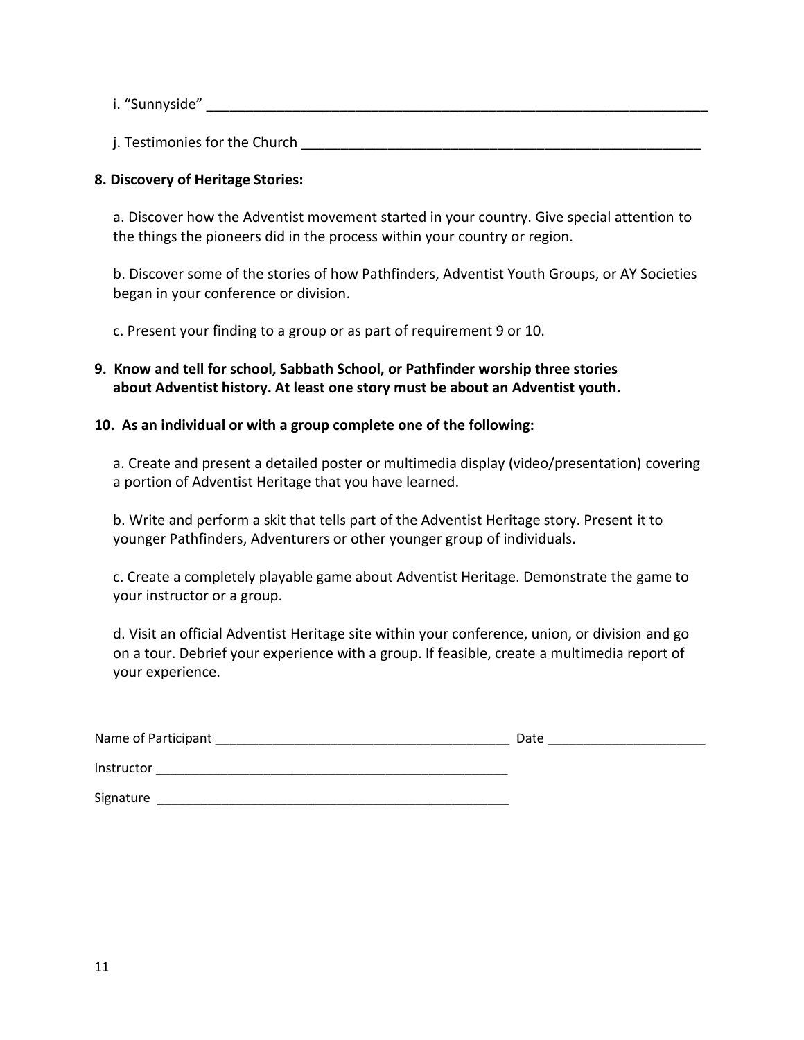i. "Sunnyside" ____________________________________________________________________

j. Testimonies for the Church ____________________________________________________

**8. Discovery of Heritage Stories:**

a. Discover how the Adventist movement started in your country. Give special attention to the things the pioneers did in the process within your country or region.

b. Discover some of the stories of how Pathfinders, Adventist Youth Groups, or AY Societies began in your conference or division.

c. Present your finding to a group or as part of requirement 9 or 10.

**9. Know and tell for school, Sabbath School, or Pathfinder worship three stories about Adventist history. At least one story must be about an Adventist youth.**

**10. As an individual or with a group complete one of the following:**

a. Create and present a detailed poster or multimedia display (video/presentation) covering a portion of Adventist Heritage that you have learned.

b. Write and perform a skit that tells part of the Adventist Heritage story. Present it to younger Pathfinders, Adventurers or other younger group of individuals.

c. Create a completely playable game about Adventist Heritage. Demonstrate the game to your instructor or a group.

d. Visit an official Adventist Heritage site within your conference, union, or division and go on a tour. Debrief your experience with a group. If feasible, create a multimedia report of your experience.

Name of Participant ________________________________________ Date _____________________

Instructor __________________________________________________

Signature __________________________________________________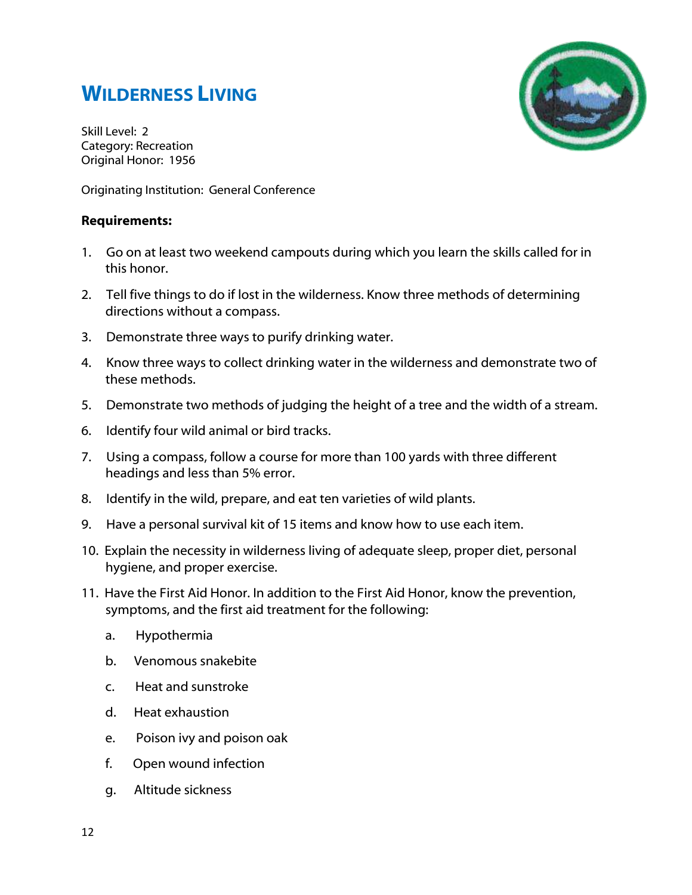# Wilderness Living

Skill Level: 2
Category: Recreation
Original Honor: 1956

Originating Institution: General Conference

**Requirements:**

1. Go on at least two weekend campouts during which you learn the skills called for in this honor.
2. Tell five things to do if lost in the wilderness. Know three methods of determining directions without a compass.
3. Demonstrate three ways to purify drinking water.
4. Know three ways to collect drinking water in the wilderness and demonstrate two of these methods.
5. Demonstrate two methods of judging the height of a tree and the width of a stream.
6. Identify four wild animal or bird tracks.
7. Using a compass, follow a course for more than 100 yards with three different headings and less than 5% error.
8. Identify in the wild, prepare, and eat ten varieties of wild plants.
9. Have a personal survival kit of 15 items and know how to use each item.
10. Explain the necessity in wilderness living of adequate sleep, proper diet, personal hygiene, and proper exercise.
11. Have the First Aid Honor. In addition to the First Aid Honor, know the prevention, symptoms, and the first aid treatment for the following:
    a. Hypothermia
    b. Venomous snakebite
    c. Heat and sunstroke
    d. Heat exhaustion
    e. Poison ivy and poison oak
    f. Open wound infection
    g. Altitude sickness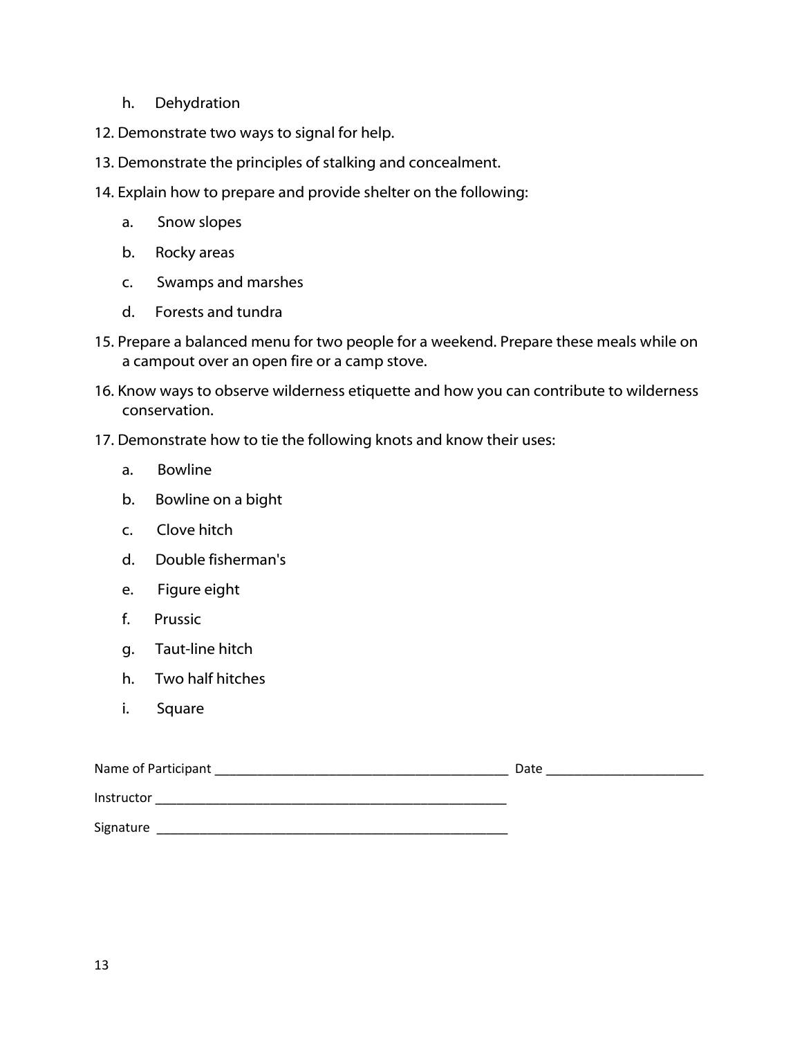h. Dehydration

12. Demonstrate two ways to signal for help.

13. Demonstrate the principles of stalking and concealment.

14. Explain how to prepare and provide shelter on the following:

    a. Snow slopes

    b. Rocky areas

    c. Swamps and marshes

    d. Forests and tundra

15. Prepare a balanced menu for two people for a weekend. Prepare these meals while on a campout over an open fire or a camp stove.

16. Know ways to observe wilderness etiquette and how you can contribute to wilderness conservation.

17. Demonstrate how to tie the following knots and know their uses:

    a. Bowline

    b. Bowline on a bight

    c. Clove hitch

    d. Double fisherman's

    e. Figure eight

    f. Prussic

    g. Taut-line hitch

    h. Two half hitches

    i. Square

Name of Participant ___________________________________________ Date ______________________

Instructor ____________________________________________________

Signature ____________________________________________________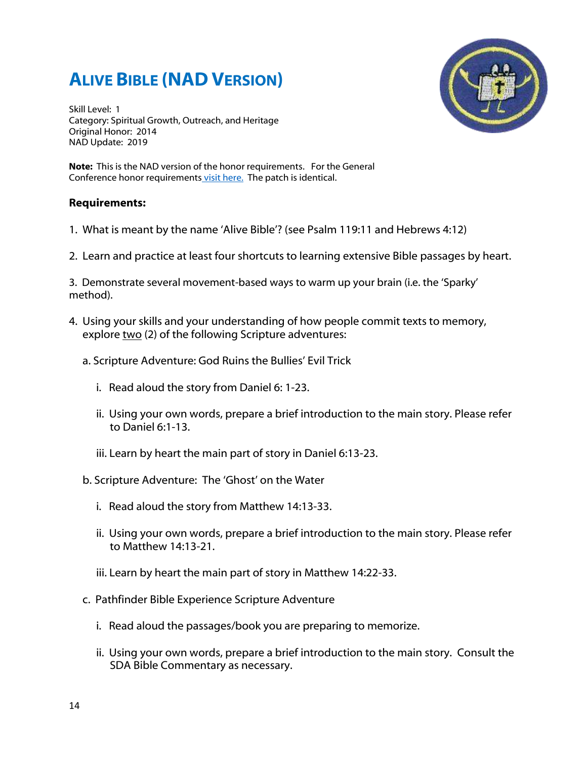# ALIVE BIBLE (NAD VERSION)

Skill Level: 1
Category: Spiritual Growth, Outreach, and Heritage
Original Honor: 2014
NAD Update: 2019

**Note:** This is the NAD version of the honor requirements. For the General Conference honor requirements [visit here.](#) The patch is identical.

### Requirements:

1. What is meant by the name 'Alive Bible'? (see Psalm 119:11 and Hebrews 4:12)

2. Learn and practice at least four shortcuts to learning extensive Bible passages by heart.

3. Demonstrate several movement-based ways to warm up your brain (i.e. the 'Sparky' method).

4. Using your skills and your understanding of how people commit texts to memory, explore <u>two</u> (2) of the following Scripture adventures:

   a. Scripture Adventure: God Ruins the Bullies' Evil Trick

      i. Read aloud the story from Daniel 6: 1-23.

      ii. Using your own words, prepare a brief introduction to the main story. Please refer to Daniel 6:1-13.

      iii. Learn by heart the main part of story in Daniel 6:13-23.

   b. Scripture Adventure: The 'Ghost' on the Water

      i. Read aloud the story from Matthew 14:13-33.

      ii. Using your own words, prepare a brief introduction to the main story. Please refer to Matthew 14:13-21.

      iii. Learn by heart the main part of story in Matthew 14:22-33.

   c. Pathfinder Bible Experience Scripture Adventure

      i. Read aloud the passages/book you are preparing to memorize.

      ii. Using your own words, prepare a brief introduction to the main story. Consult the SDA Bible Commentary as necessary.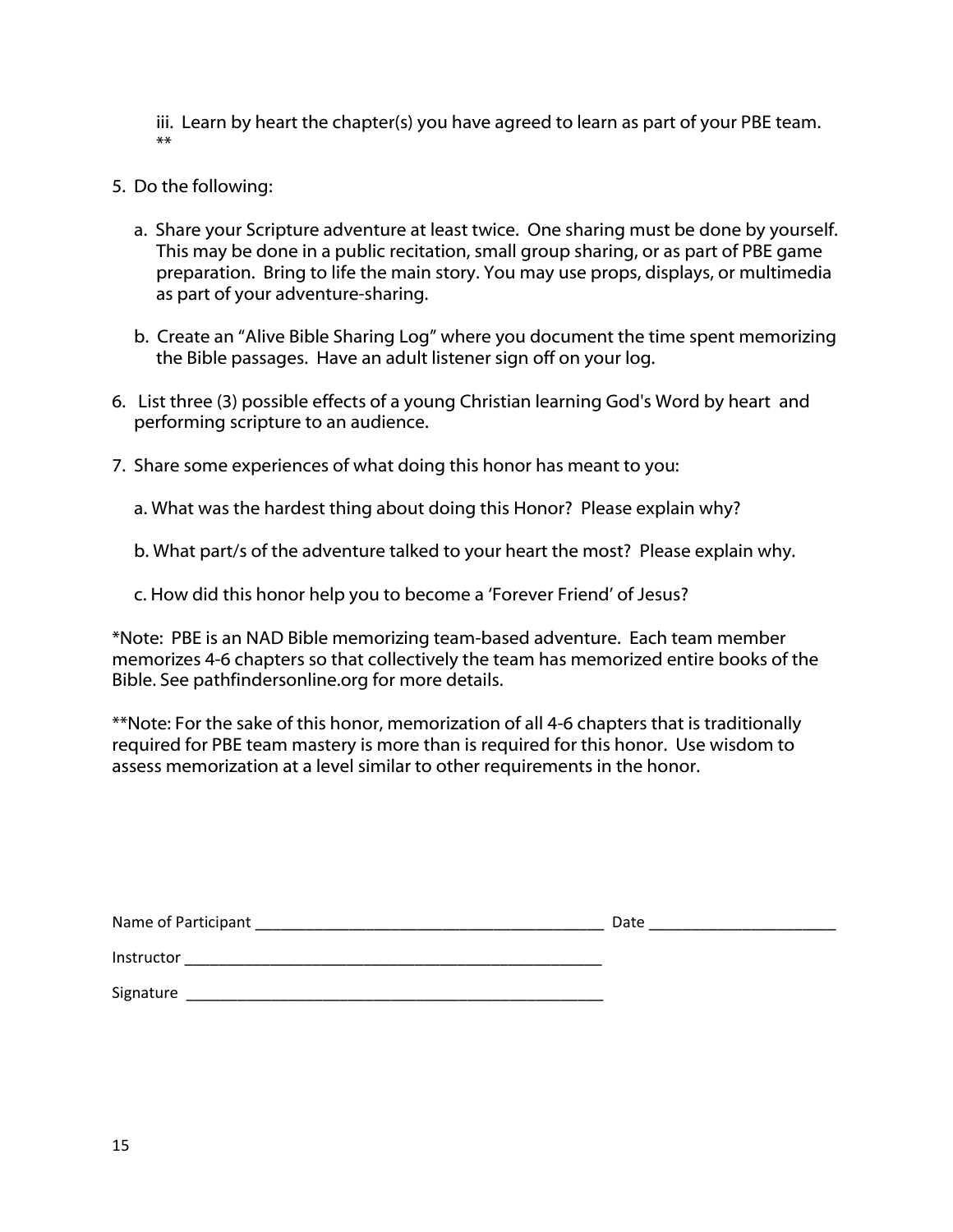iii. Learn by heart the chapter(s) you have agreed to learn as part of your PBE team. **

5. Do the following:

   a. Share your Scripture adventure at least twice. One sharing must be done by yourself. This may be done in a public recitation, small group sharing, or as part of PBE game preparation. Bring to life the main story. You may use props, displays, or multimedia as part of your adventure-sharing.

   b. Create an "Alive Bible Sharing Log" where you document the time spent memorizing the Bible passages. Have an adult listener sign off on your log.

6. List three (3) possible effects of a young Christian learning God's Word by heart and performing scripture to an audience.

7. Share some experiences of what doing this honor has meant to you:

   a. What was the hardest thing about doing this Honor? Please explain why?

   b. What part/s of the adventure talked to your heart the most? Please explain why.

   c. How did this honor help you to become a 'Forever Friend' of Jesus?

*Note: PBE is an NAD Bible memorizing team-based adventure. Each team member memorizes 4-6 chapters so that collectively the team has memorized entire books of the Bible. See pathfindersonline.org for more details.

**Note: For the sake of this honor, memorization of all 4-6 chapters that is traditionally required for PBE team mastery is more than is required for this honor. Use wisdom to assess memorization at a level similar to other requirements in the honor.

Name of Participant ____________________________________________ Date ______________________

Instructor ____________________________________________________

Signature ____________________________________________________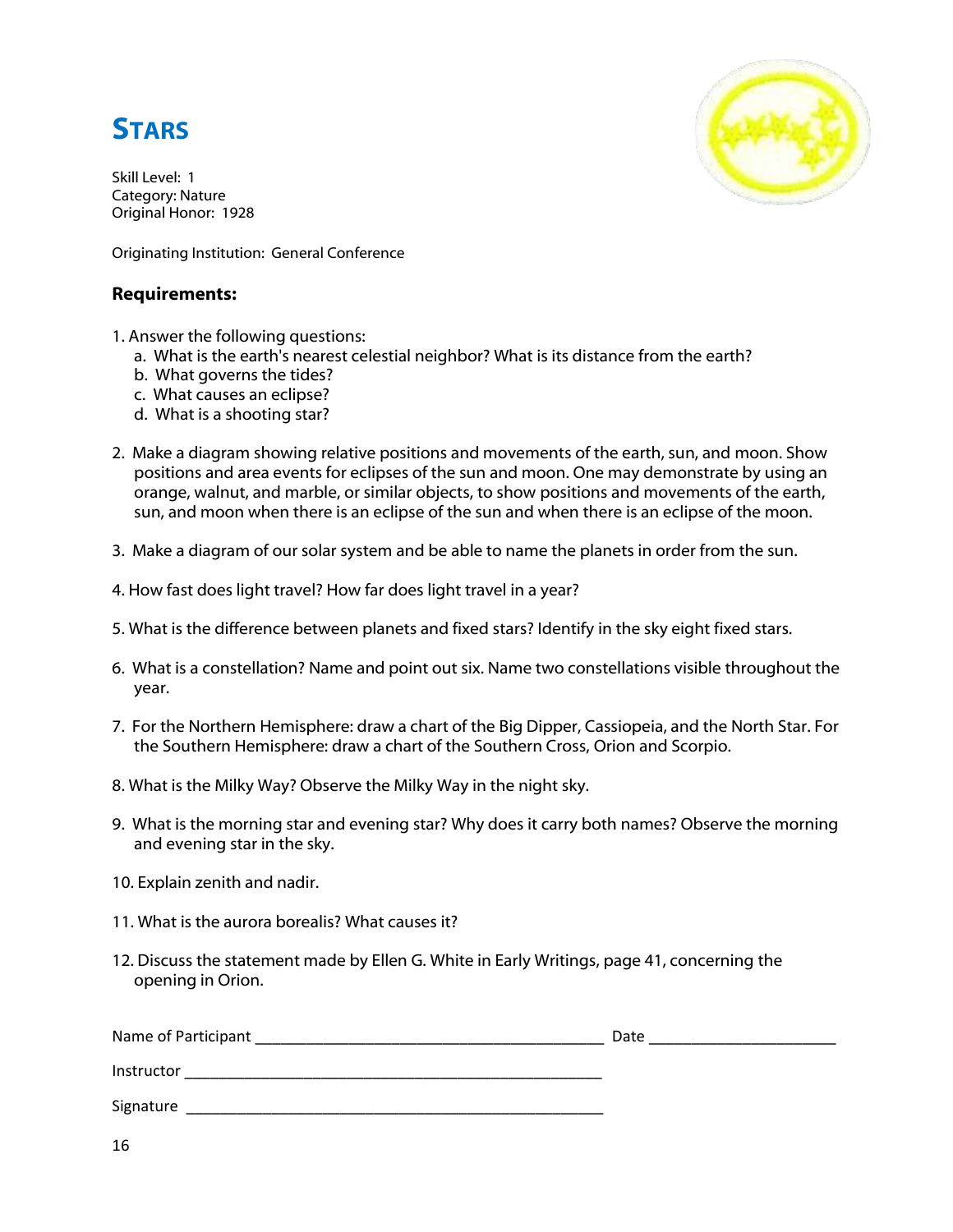# STARS

Skill Level: 1
Category: Nature
Original Honor: 1928

Originating Institution: General Conference

### Requirements:

1. Answer the following questions:
   a. What is the earth's nearest celestial neighbor? What is its distance from the earth?
   b. What governs the tides?
   c. What causes an eclipse?
   d. What is a shooting star?

2. Make a diagram showing relative positions and movements of the earth, sun, and moon. Show positions and area events for eclipses of the sun and moon. One may demonstrate by using an orange, walnut, and marble, or similar objects, to show positions and movements of the earth, sun, and moon when there is an eclipse of the sun and when there is an eclipse of the moon.

3. Make a diagram of our solar system and be able to name the planets in order from the sun.

4. How fast does light travel? How far does light travel in a year?

5. What is the difference between planets and fixed stars? Identify in the sky eight fixed stars.

6. What is a constellation? Name and point out six. Name two constellations visible throughout the year.

7. For the Northern Hemisphere: draw a chart of the Big Dipper, Cassiopeia, and the North Star. For the Southern Hemisphere: draw a chart of the Southern Cross, Orion and Scorpio.

8. What is the Milky Way? Observe the Milky Way in the night sky.

9. What is the morning star and evening star? Why does it carry both names? Observe the morning and evening star in the sky.

10. Explain zenith and nadir.

11. What is the aurora borealis? What causes it?

12. Discuss the statement made by Ellen G. White in Early Writings, page 41, concerning the opening in Orion.

Name of Participant ________________________________________ Date ____________________

Instructor ________________________________________________

Signature ________________________________________________